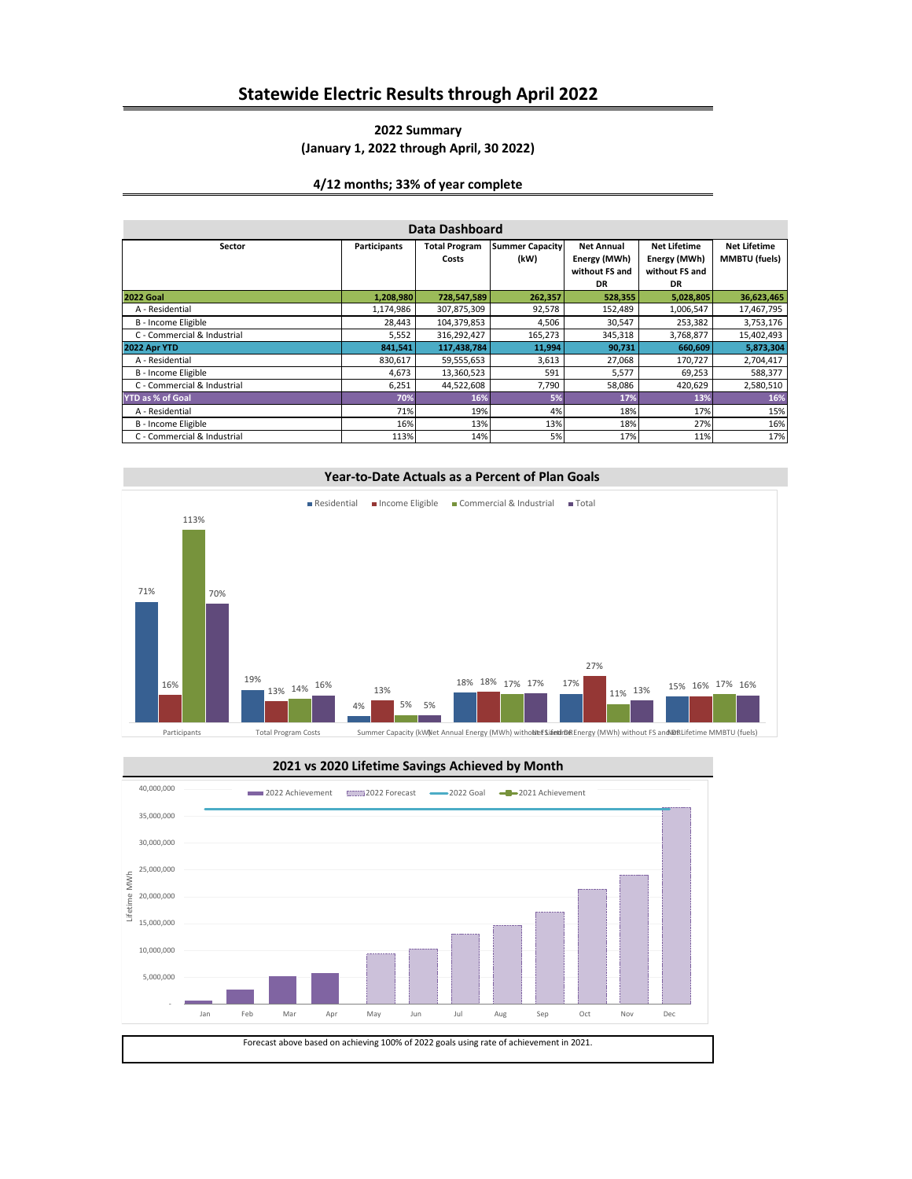# Statewide Electric Results through April 2022

### 2022 Summary
### (January 1, 2022 through April, 30 2022)

### 4/12 months; 33% of year complete

**Data Dashboard**

| Sector | Participants | Total Program Costs | Summer Capacity (kW) | Net Annual Energy (MWh) without FS and DR | Net Lifetime Energy (MWh) without FS and DR | Net Lifetime MMBTU (fuels) |
|---|---|---|---|---|---|---|
| **2022 Goal** | **1,208,980** | **728,547,589** | **262,357** | **528,355** | **5,028,805** | **36,623,465** |
| A - Residential | 1,174,986 | 307,875,309 | 92,578 | 152,489 | 1,006,547 | 17,467,795 |
| B - Income Eligible | 28,443 | 104,379,853 | 4,506 | 30,547 | 253,382 | 3,753,176 |
| C - Commercial & Industrial | 5,552 | 316,292,427 | 165,273 | 345,318 | 3,768,877 | 15,402,493 |
| **2022 Apr YTD** | **841,541** | **117,438,784** | **11,994** | **90,731** | **660,609** | **5,873,304** |
| A - Residential | 830,617 | 59,555,653 | 3,613 | 27,068 | 170,727 | 2,704,417 |
| B - Income Eligible | 4,673 | 13,360,523 | 591 | 5,577 | 69,253 | 588,377 |
| C - Commercial & Industrial | 6,251 | 44,522,608 | 7,790 | 58,086 | 420,629 | 2,580,510 |
| **YTD as % of Goal** | **70%** | **16%** | **5%** | **17%** | **13%** | **16%** |
| A - Residential | 71% | 19% | 4% | 18% | 17% | 15% |
| B - Income Eligible | 16% | 13% | 13% | 18% | 27% | 16% |
| C - Commercial & Industrial | 113% | 14% | 5% | 17% | 11% | 17% |

**Year-to-Date Actuals as a Percent of Plan Goals**

| | Residential | Income Eligible | Commercial & Industrial | Total |
|---|---|---|---|---|
| Participants | 71% | 16% | 113% | 70% |
| Total Program Costs | 19% | 13% | 14% | 16% |
| Summer Capacity (kW) | 4% | 13% | 5% | 5% |
| Net Annual Energy (MWh) without FS and DR | 18% | 18% | 17% | 17% |
| Net Lifetime Energy (MWh) without FS and DR | 17% | 27% | 11% | 13% |
| Net Lifetime MMBTU (fuels) | 15% | 16% | 17% | 16% |

**2021 vs 2020 Lifetime Savings Achieved by Month**

Legend: 2022 Achievement, 2022 Forecast, 2022 Goal, 2021 Achievement

Y-axis: Lifetime MWh (-, 5,000,000 to 40,000,000); X-axis: Jan–Dec

Forecast above based on achieving 100% of 2022 goals using rate of achievement in 2021.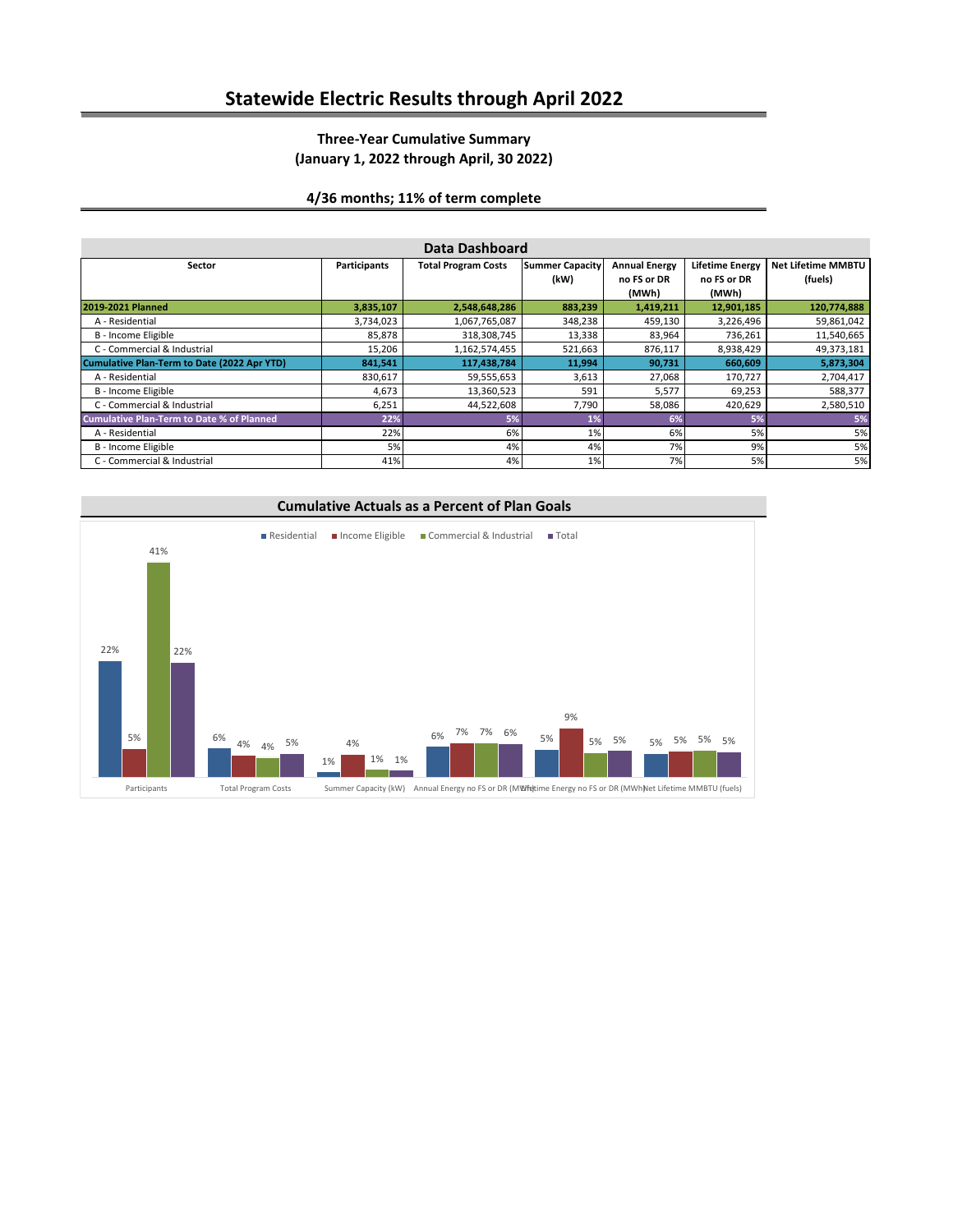# Statewide Electric Results through April 2022

### Three-Year Cumulative Summary
### (January 1, 2022 through April, 30 2022)

### 4/36 months; 11% of term complete

## Data Dashboard

| Sector | Participants | Total Program Costs | Summer Capacity (kW) | Annual Energy no FS or DR (MWh) | Lifetime Energy no FS or DR (MWh) | Net Lifetime MMBTU (fuels) |
|---|---|---|---|---|---|---|
| **2019-2021 Planned** | **3,835,107** | **2,548,648,286** | **883,239** | **1,419,211** | **12,901,185** | **120,774,888** |
| A - Residential | 3,734,023 | 1,067,765,087 | 348,238 | 459,130 | 3,226,496 | 59,861,042 |
| B - Income Eligible | 85,878 | 318,308,745 | 13,338 | 83,964 | 736,261 | 11,540,665 |
| C - Commercial & Industrial | 15,206 | 1,162,574,455 | 521,663 | 876,117 | 8,938,429 | 49,373,181 |
| **Cumulative Plan-Term to Date (2022 Apr YTD)** | **841,541** | **117,438,784** | **11,994** | **90,731** | **660,609** | **5,873,304** |
| A - Residential | 830,617 | 59,555,653 | 3,613 | 27,068 | 170,727 | 2,704,417 |
| B - Income Eligible | 4,673 | 13,360,523 | 591 | 5,577 | 69,253 | 588,377 |
| C - Commercial & Industrial | 6,251 | 44,522,608 | 7,790 | 58,086 | 420,629 | 2,580,510 |
| **Cumulative Plan-Term to Date % of Planned** | **22%** | **5%** | **1%** | **6%** | **5%** | **5%** |
| A - Residential | 22% | 6% | 1% | 6% | 5% | 5% |
| B - Income Eligible | 5% | 4% | 4% | 7% | 9% | 5% |
| C - Commercial & Industrial | 41% | 4% | 1% | 7% | 5% | 5% |

## Cumulative Actuals as a Percent of Plan Goals

| | Residential | Income Eligible | Commercial & Industrial | Total |
|---|---|---|---|---|
| Participants | 22% | 5% | 41% | 22% |
| Total Program Costs | 6% | 4% | 4% | 5% |
| Summer Capacity (kW) | 1% | 4% | 1% | 1% |
| Annual Energy no FS or DR (MWh) | 6% | 7% | 7% | 6% |
| Lifetime Energy no FS or DR (MWh) | 5% | 9% | 5% | 5% |
| Net Lifetime MMBTU (fuels) | 5% | 5% | 5% | 5% |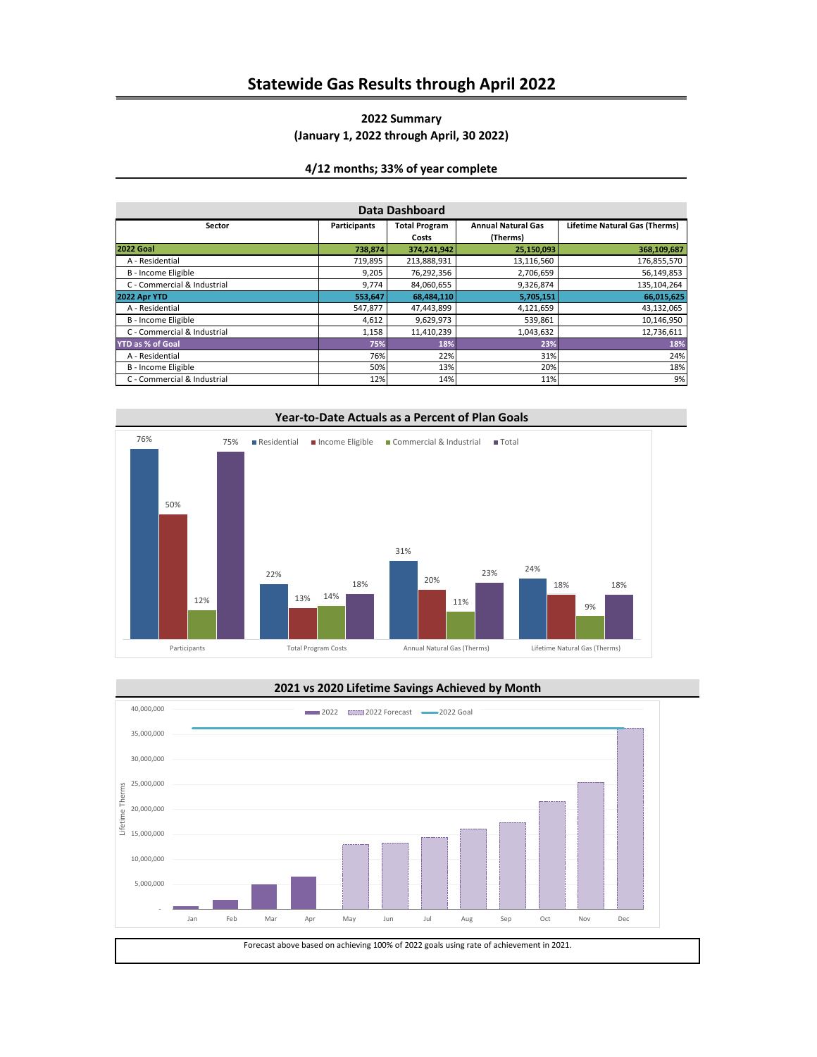# Statewide Gas Results through April 2022

**2022 Summary**
**(January 1, 2022 through April, 30 2022)**

**4/12 months; 33% of year complete**

## Data Dashboard

| Sector | Participants | Total Program Costs | Annual Natural Gas (Therms) | Lifetime Natural Gas (Therms) |
|---|---|---|---|---|
| **2022 Goal** | **738,874** | **374,241,942** | **25,150,093** | **368,109,687** |
| A - Residential | 719,895 | 213,888,931 | 13,116,560 | 176,855,570 |
| B - Income Eligible | 9,205 | 76,292,356 | 2,706,659 | 56,149,853 |
| C - Commercial & Industrial | 9,774 | 84,060,655 | 9,326,874 | 135,104,264 |
| **2022 Apr YTD** | **553,647** | **68,484,110** | **5,705,151** | **66,015,625** |
| A - Residential | 547,877 | 47,443,899 | 4,121,659 | 43,132,065 |
| B - Income Eligible | 4,612 | 9,629,973 | 539,861 | 10,146,950 |
| C - Commercial & Industrial | 1,158 | 11,410,239 | 1,043,632 | 12,736,611 |
| **YTD as % of Goal** | **75%** | **18%** | **23%** | **18%** |
| A - Residential | 76% | 22% | 31% | 24% |
| B - Income Eligible | 50% | 13% | 20% | 18% |
| C - Commercial & Industrial | 12% | 14% | 11% | 9% |

## Year-to-Date Actuals as a Percent of Plan Goals

| | Residential | Income Eligible | Commercial & Industrial | Total |
|---|---|---|---|---|
| Participants | 76% | 50% | 12% | 75% |
| Total Program Costs | 22% | 13% | 14% | 18% |
| Annual Natural Gas (Therms) | 31% | 20% | 11% | 23% |
| Lifetime Natural Gas (Therms) | 24% | 18% | 9% | 18% |

## 2021 vs 2020 Lifetime Savings Achieved by Month

Legend: 2022, 2022 Forecast, 2022 Goal

Y-axis: Lifetime Therms (0 – 40,000,000); X-axis: Jan – Dec

Forecast above based on achieving 100% of 2022 goals using rate of achievement in 2021.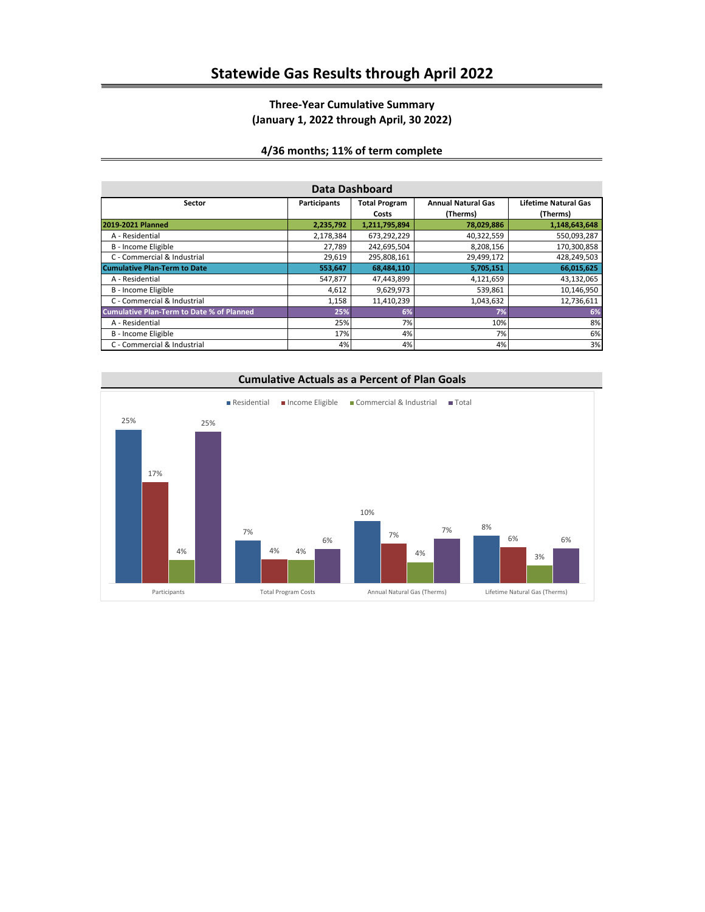# Statewide Gas Results through April 2022

### Three-Year Cumulative Summary
### (January 1, 2022 through April, 30 2022)

### 4/36 months; 11% of term complete

**Data Dashboard**

| Sector | Participants | Total Program Costs | Annual Natural Gas (Therms) | Lifetime Natural Gas (Therms) |
|---|---|---|---|---|
| **2019-2021 Planned** | **2,235,792** | **1,211,795,894** | **78,029,886** | **1,148,643,648** |
| A - Residential | 2,178,384 | 673,292,229 | 40,322,559 | 550,093,287 |
| B - Income Eligible | 27,789 | 242,695,504 | 8,208,156 | 170,300,858 |
| C - Commercial & Industrial | 29,619 | 295,808,161 | 29,499,172 | 428,249,503 |
| **Cumulative Plan-Term to Date** | **553,647** | **68,484,110** | **5,705,151** | **66,015,625** |
| A - Residential | 547,877 | 47,443,899 | 4,121,659 | 43,132,065 |
| B - Income Eligible | 4,612 | 9,629,973 | 539,861 | 10,146,950 |
| C - Commercial & Industrial | 1,158 | 11,410,239 | 1,043,632 | 12,736,611 |
| **Cumulative Plan-Term to Date % of Planned** | **25%** | **6%** | **7%** | **6%** |
| A - Residential | 25% | 7% | 10% | 8% |
| B - Income Eligible | 17% | 4% | 7% | 6% |
| C - Commercial & Industrial | 4% | 4% | 4% | 3% |

**Cumulative Actuals as a Percent of Plan Goals**

Residential, Income Eligible, Commercial & Industrial, Total

Participants: 25%, 17%, 4%, 25%

Total Program Costs: 7%, 4%, 4%, 6%

Annual Natural Gas (Therms): 10%, 7%, 4%, 7%

Lifetime Natural Gas (Therms): 8%, 6%, 3%, 6%